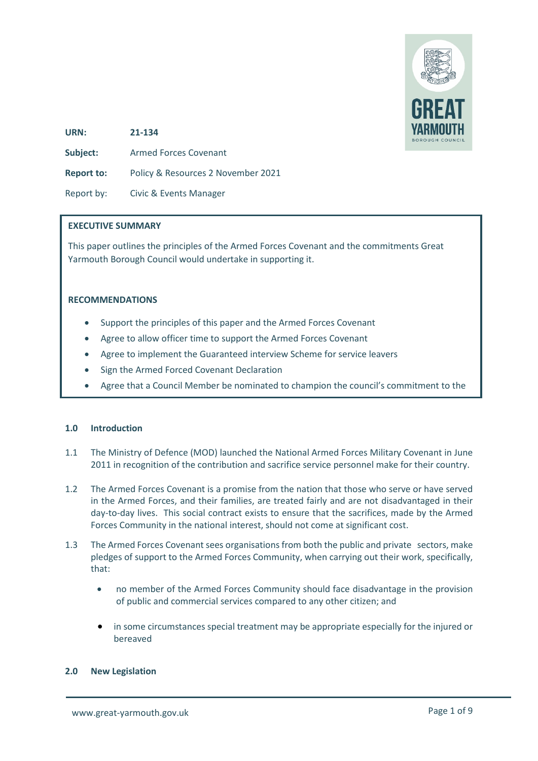| | |
|---|---|
| **URN:** | **21-134** |
| **Subject:** | Armed Forces Covenant |
| **Report to:** | Policy & Resources 2 November 2021 |
| Report by: | Civic & Events Manager |

**EXECUTIVE SUMMARY**

This paper outlines the principles of the Armed Forces Covenant and the commitments Great Yarmouth Borough Council would undertake in supporting it.

**RECOMMENDATIONS**

- Support the principles of this paper and the Armed Forces Covenant
- Agree to allow officer time to support the Armed Forces Covenant
- Agree to implement the Guaranteed interview Scheme for service leavers
- Sign the Armed Forced Covenant Declaration
- Agree that a Council Member be nominated to champion the council's commitment to the

## 1.0 Introduction

1.1 The Ministry of Defence (MOD) launched the National Armed Forces Military Covenant in June 2011 in recognition of the contribution and sacrifice service personnel make for their country.

1.2 The Armed Forces Covenant is a promise from the nation that those who serve or have served in the Armed Forces, and their families, are treated fairly and are not disadvantaged in their day-to-day lives. This social contract exists to ensure that the sacrifices, made by the Armed Forces Community in the national interest, should not come at significant cost.

1.3 The Armed Forces Covenant sees organisations from both the public and private sectors, make pledges of support to the Armed Forces Community, when carrying out their work, specifically, that:

- no member of the Armed Forces Community should face disadvantage in the provision of public and commercial services compared to any other citizen; and
- in some circumstances special treatment may be appropriate especially for the injured or bereaved

## 2.0 New Legislation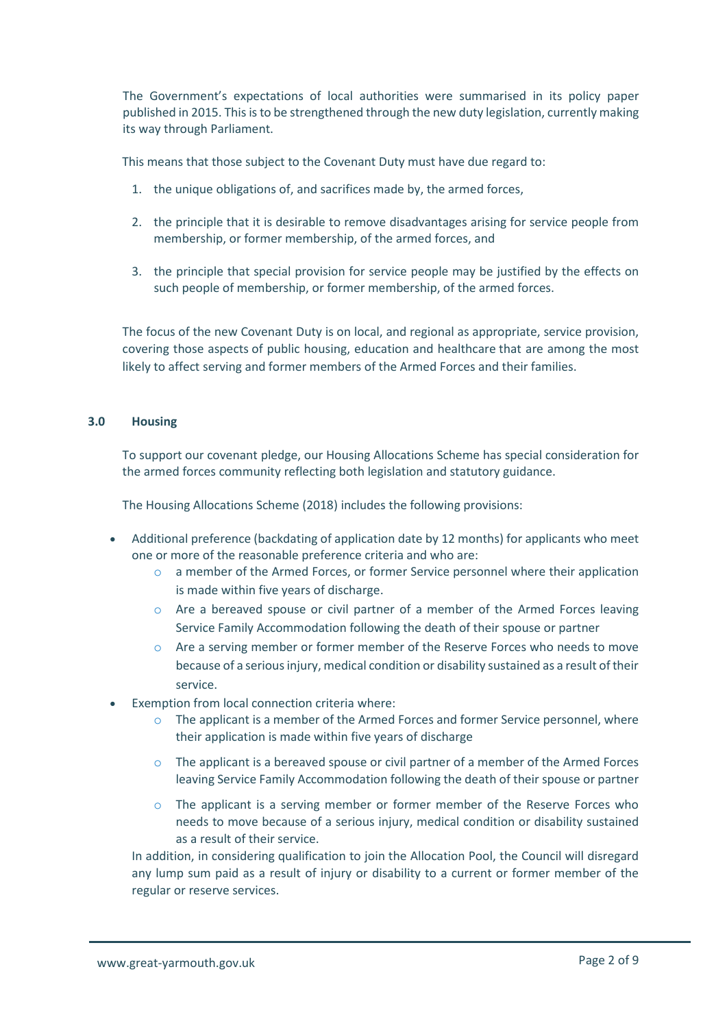The Government's expectations of local authorities were summarised in its policy paper published in 2015. This is to be strengthened through the new duty legislation, currently making its way through Parliament.

This means that those subject to the Covenant Duty must have due regard to:

1. the unique obligations of, and sacrifices made by, the armed forces,
2. the principle that it is desirable to remove disadvantages arising for service people from membership, or former membership, of the armed forces, and
3. the principle that special provision for service people may be justified by the effects on such people of membership, or former membership, of the armed forces.

The focus of the new Covenant Duty is on local, and regional as appropriate, service provision, covering those aspects of public housing, education and healthcare that are among the most likely to affect serving and former members of the Armed Forces and their families.

## 3.0 Housing

To support our covenant pledge, our Housing Allocations Scheme has special consideration for the armed forces community reflecting both legislation and statutory guidance.

The Housing Allocations Scheme (2018) includes the following provisions:

- Additional preference (backdating of application date by 12 months) for applicants who meet one or more of the reasonable preference criteria and who are:
  - a member of the Armed Forces, or former Service personnel where their application is made within five years of discharge.
  - Are a bereaved spouse or civil partner of a member of the Armed Forces leaving Service Family Accommodation following the death of their spouse or partner
  - Are a serving member or former member of the Reserve Forces who needs to move because of a serious injury, medical condition or disability sustained as a result of their service.
- Exemption from local connection criteria where:
  - The applicant is a member of the Armed Forces and former Service personnel, where their application is made within five years of discharge
  - The applicant is a bereaved spouse or civil partner of a member of the Armed Forces leaving Service Family Accommodation following the death of their spouse or partner
  - The applicant is a serving member or former member of the Reserve Forces who needs to move because of a serious injury, medical condition or disability sustained as a result of their service.

  In addition, in considering qualification to join the Allocation Pool, the Council will disregard any lump sum paid as a result of injury or disability to a current or former member of the regular or reserve services.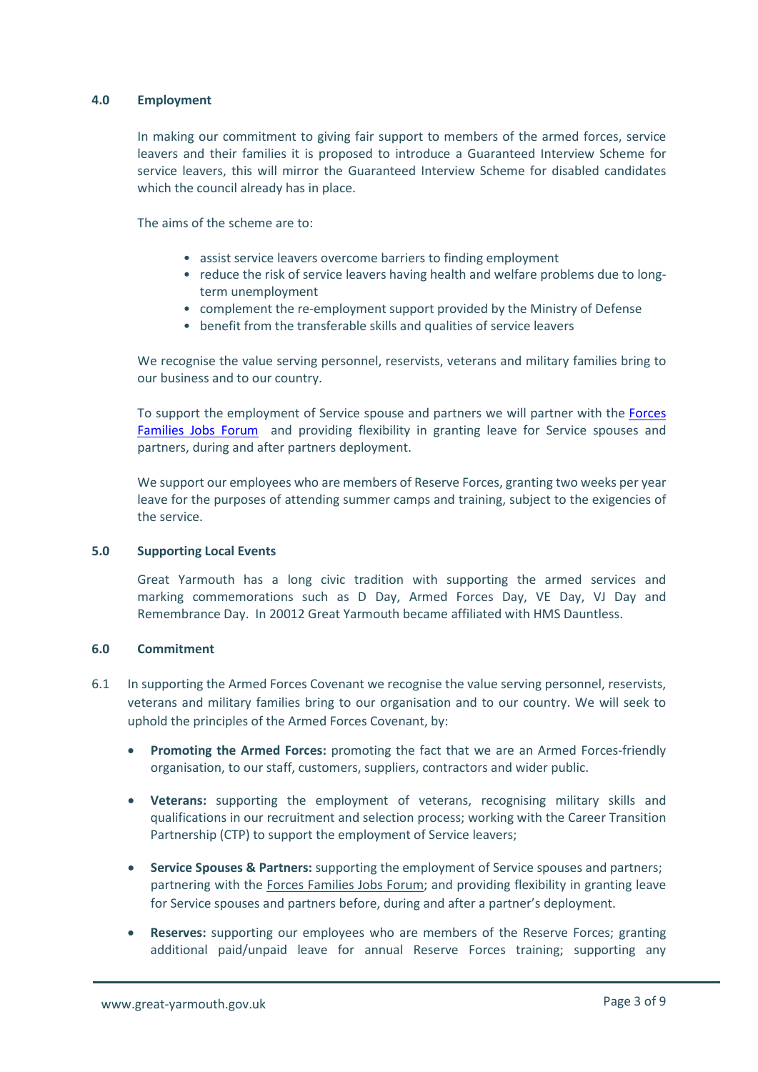## 4.0 Employment

In making our commitment to giving fair support to members of the armed forces, service leavers and their families it is proposed to introduce a Guaranteed Interview Scheme for service leavers, this will mirror the Guaranteed Interview Scheme for disabled candidates which the council already has in place.

The aims of the scheme are to:

- assist service leavers overcome barriers to finding employment
- reduce the risk of service leavers having health and welfare problems due to long-term unemployment
- complement the re-employment support provided by the Ministry of Defense
- benefit from the transferable skills and qualities of service leavers

We recognise the value serving personnel, reservists, veterans and military families bring to our business and to our country.

To support the employment of Service spouse and partners we will partner with the Forces Families Jobs Forum and providing flexibility in granting leave for Service spouses and partners, during and after partners deployment.

We support our employees who are members of Reserve Forces, granting two weeks per year leave for the purposes of attending summer camps and training, subject to the exigencies of the service.

## 5.0 Supporting Local Events

Great Yarmouth has a long civic tradition with supporting the armed services and marking commemorations such as D Day, Armed Forces Day, VE Day, VJ Day and Remembrance Day. In 20012 Great Yarmouth became affiliated with HMS Dauntless.

## 6.0 Commitment

6.1 In supporting the Armed Forces Covenant we recognise the value serving personnel, reservists, veterans and military families bring to our organisation and to our country. We will seek to uphold the principles of the Armed Forces Covenant, by:

- **Promoting the Armed Forces:** promoting the fact that we are an Armed Forces-friendly organisation, to our staff, customers, suppliers, contractors and wider public.

- **Veterans:** supporting the employment of veterans, recognising military skills and qualifications in our recruitment and selection process; working with the Career Transition Partnership (CTP) to support the employment of Service leavers;

- **Service Spouses & Partners:** supporting the employment of Service spouses and partners; partnering with the Forces Families Jobs Forum; and providing flexibility in granting leave for Service spouses and partners before, during and after a partner's deployment.

- **Reserves:** supporting our employees who are members of the Reserve Forces; granting additional paid/unpaid leave for annual Reserve Forces training; supporting any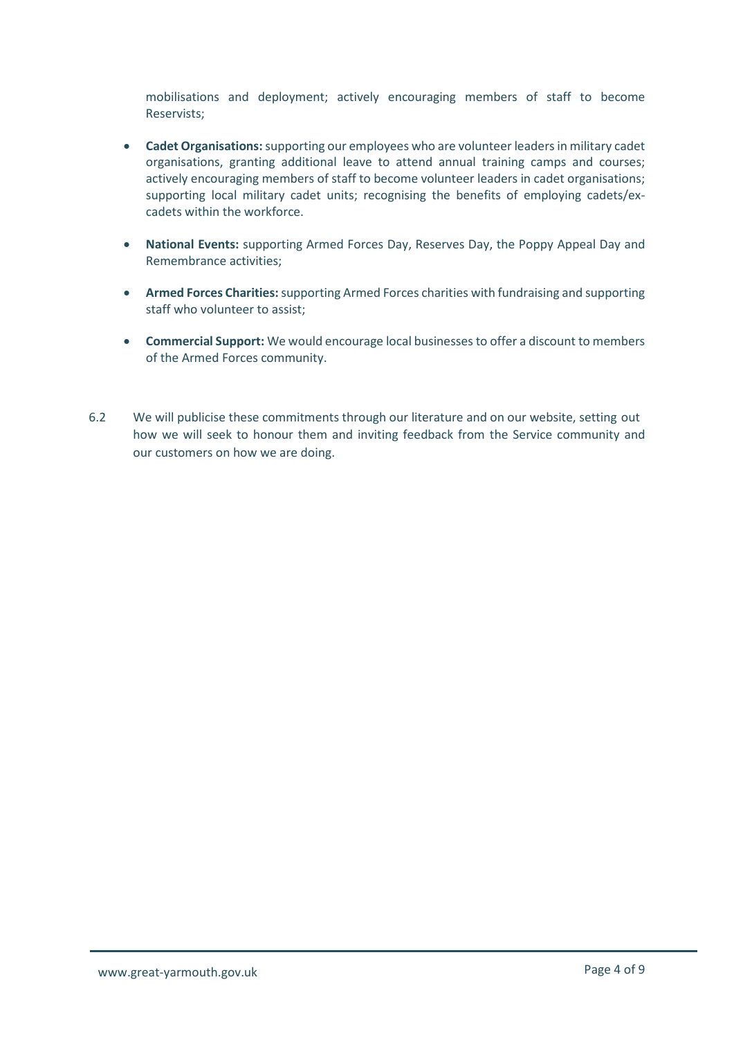mobilisations and deployment; actively encouraging members of staff to become Reservists;

- **Cadet Organisations:** supporting our employees who are volunteer leaders in military cadet organisations, granting additional leave to attend annual training camps and courses; actively encouraging members of staff to become volunteer leaders in cadet organisations; supporting local military cadet units; recognising the benefits of employing cadets/ex-cadets within the workforce.

- **National Events:** supporting Armed Forces Day, Reserves Day, the Poppy Appeal Day and Remembrance activities;

- **Armed Forces Charities:** supporting Armed Forces charities with fundraising and supporting staff who volunteer to assist;

- **Commercial Support:** We would encourage local businesses to offer a discount to members of the Armed Forces community.

6.2 We will publicise these commitments through our literature and on our website, setting out how we will seek to honour them and inviting feedback from the Service community and our customers on how we are doing.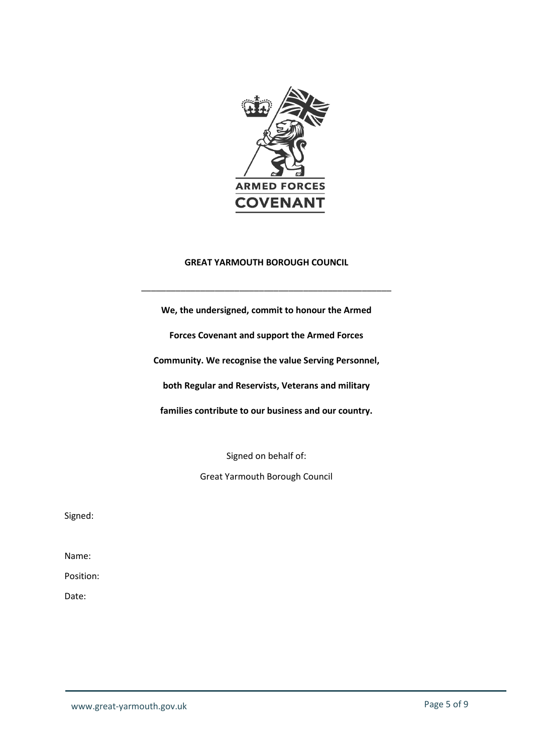ARMED FORCES
COVENANT

**GREAT YARMOUTH BOROUGH COUNCIL**

---

**We, the undersigned, commit to honour the Armed Forces Covenant and support the Armed Forces Community. We recognise the value Serving Personnel, both Regular and Reservists, Veterans and military families contribute to our business and our country.**

Signed on behalf of:

Great Yarmouth Borough Council

Signed:

Name:

Position:

Date: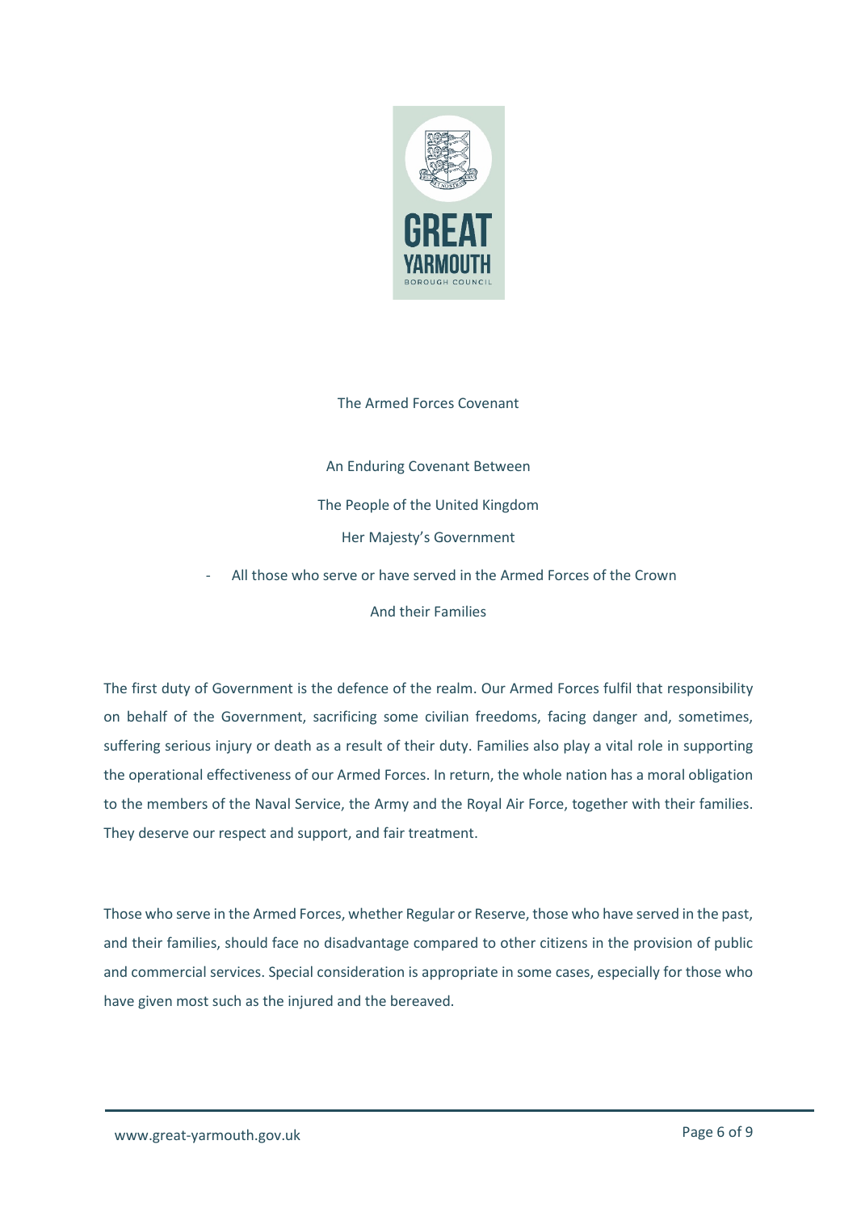The Armed Forces Covenant

An Enduring Covenant Between

The People of the United Kingdom

Her Majesty's Government

- All those who serve or have served in the Armed Forces of the Crown

And their Families

The first duty of Government is the defence of the realm. Our Armed Forces fulfil that responsibility on behalf of the Government, sacrificing some civilian freedoms, facing danger and, sometimes, suffering serious injury or death as a result of their duty. Families also play a vital role in supporting the operational effectiveness of our Armed Forces. In return, the whole nation has a moral obligation to the members of the Naval Service, the Army and the Royal Air Force, together with their families. They deserve our respect and support, and fair treatment.

Those who serve in the Armed Forces, whether Regular or Reserve, those who have served in the past, and their families, should face no disadvantage compared to other citizens in the provision of public and commercial services. Special consideration is appropriate in some cases, especially for those who have given most such as the injured and the bereaved.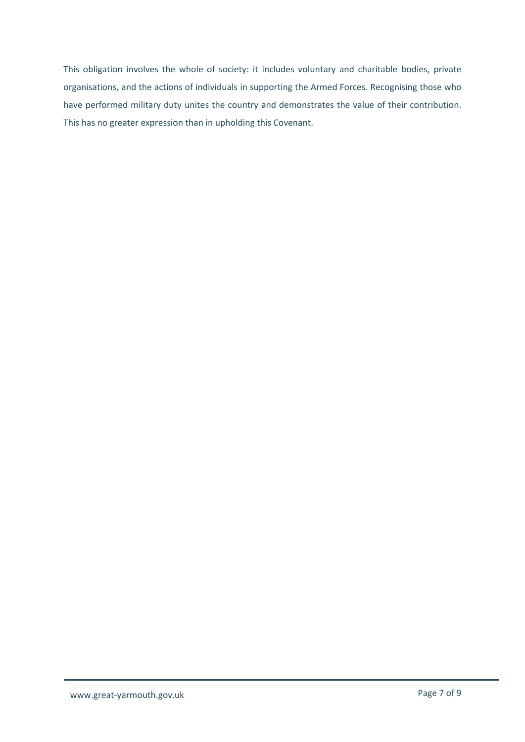This obligation involves the whole of society: it includes voluntary and charitable bodies, private organisations, and the actions of individuals in supporting the Armed Forces. Recognising those who have performed military duty unites the country and demonstrates the value of their contribution. This has no greater expression than in upholding this Covenant.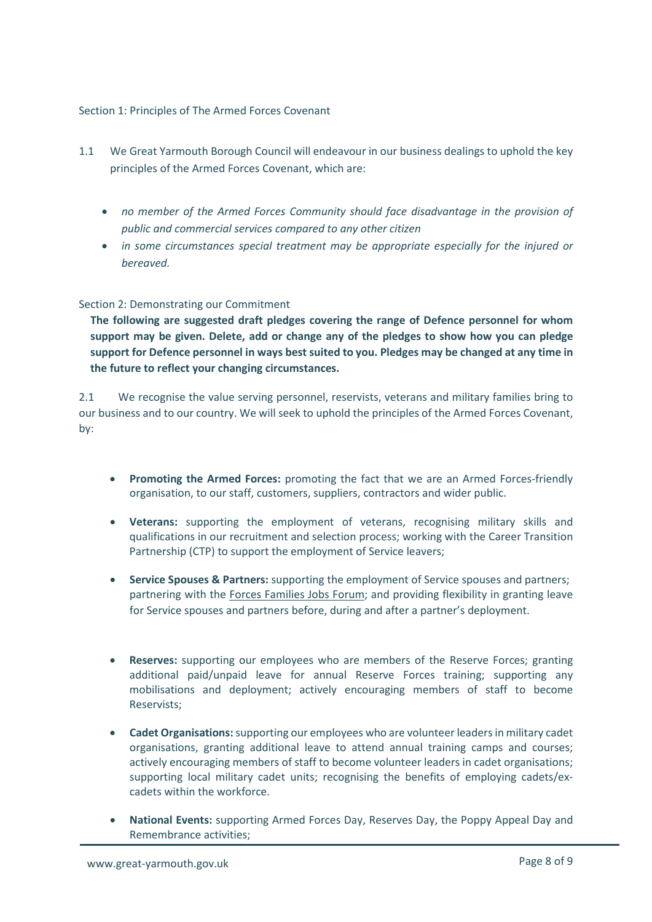Section 1: Principles of The Armed Forces Covenant

1.1 We Great Yarmouth Borough Council will endeavour in our business dealings to uphold the key principles of the Armed Forces Covenant, which are:

- *no member of the Armed Forces Community should face disadvantage in the provision of public and commercial services compared to any other citizen*
- *in some circumstances special treatment may be appropriate especially for the injured or bereaved.*

Section 2: Demonstrating our Commitment

**The following are suggested draft pledges covering the range of Defence personnel for whom support may be given. Delete, add or change any of the pledges to show how you can pledge support for Defence personnel in ways best suited to you. Pledges may be changed at any time in the future to reflect your changing circumstances.**

2.1 We recognise the value serving personnel, reservists, veterans and military families bring to our business and to our country. We will seek to uphold the principles of the Armed Forces Covenant, by:

- **Promoting the Armed Forces:** promoting the fact that we are an Armed Forces-friendly organisation, to our staff, customers, suppliers, contractors and wider public.
- **Veterans:** supporting the employment of veterans, recognising military skills and qualifications in our recruitment and selection process; working with the Career Transition Partnership (CTP) to support the employment of Service leavers;
- **Service Spouses & Partners:** supporting the employment of Service spouses and partners; partnering with the Forces Families Jobs Forum; and providing flexibility in granting leave for Service spouses and partners before, during and after a partner's deployment.
- **Reserves:** supporting our employees who are members of the Reserve Forces; granting additional paid/unpaid leave for annual Reserve Forces training; supporting any mobilisations and deployment; actively encouraging members of staff to become Reservists;
- **Cadet Organisations:** supporting our employees who are volunteer leaders in military cadet organisations, granting additional leave to attend annual training camps and courses; actively encouraging members of staff to become volunteer leaders in cadet organisations; supporting local military cadet units; recognising the benefits of employing cadets/ex-cadets within the workforce.
- **National Events:** supporting Armed Forces Day, Reserves Day, the Poppy Appeal Day and Remembrance activities;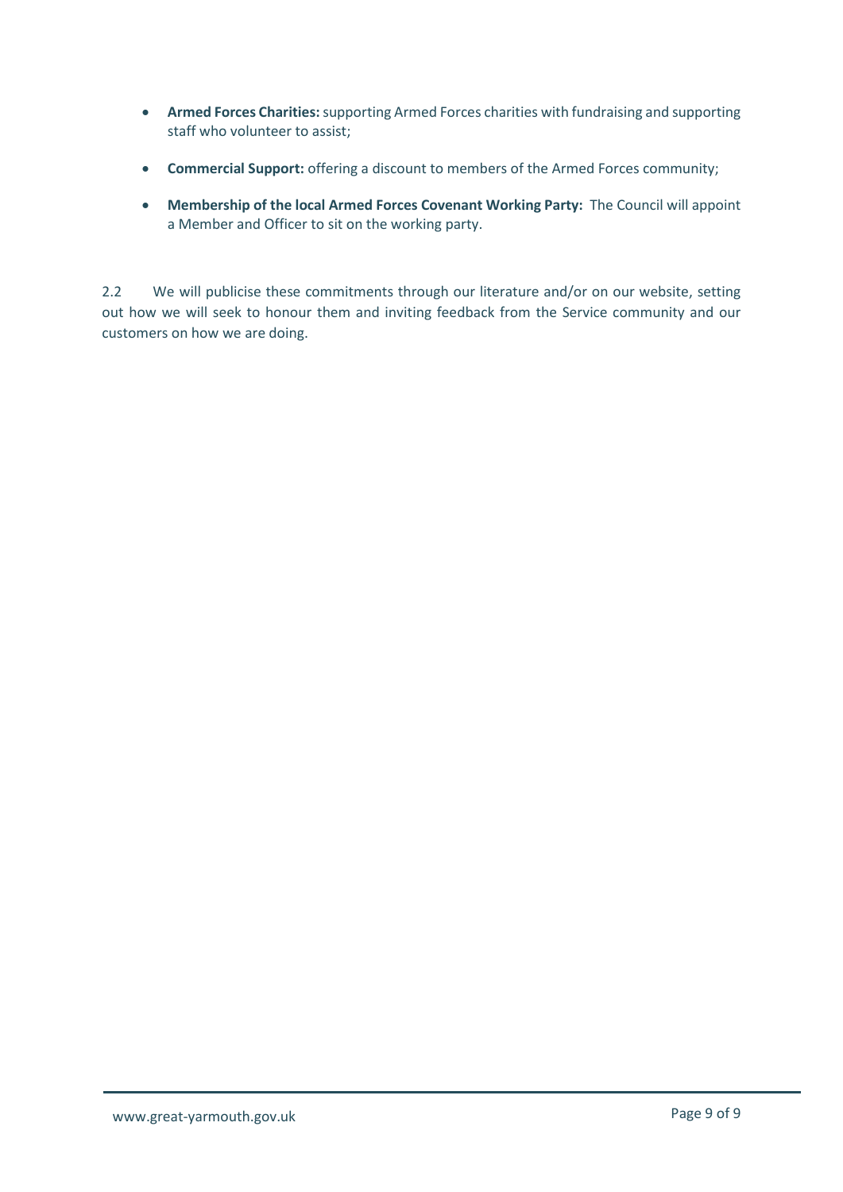- **Armed Forces Charities:** supporting Armed Forces charities with fundraising and supporting staff who volunteer to assist;

- **Commercial Support:** offering a discount to members of the Armed Forces community;

- **Membership of the local Armed Forces Covenant Working Party:** The Council will appoint a Member and Officer to sit on the working party.

2.2 We will publicise these commitments through our literature and/or on our website, setting out how we will seek to honour them and inviting feedback from the Service community and our customers on how we are doing.